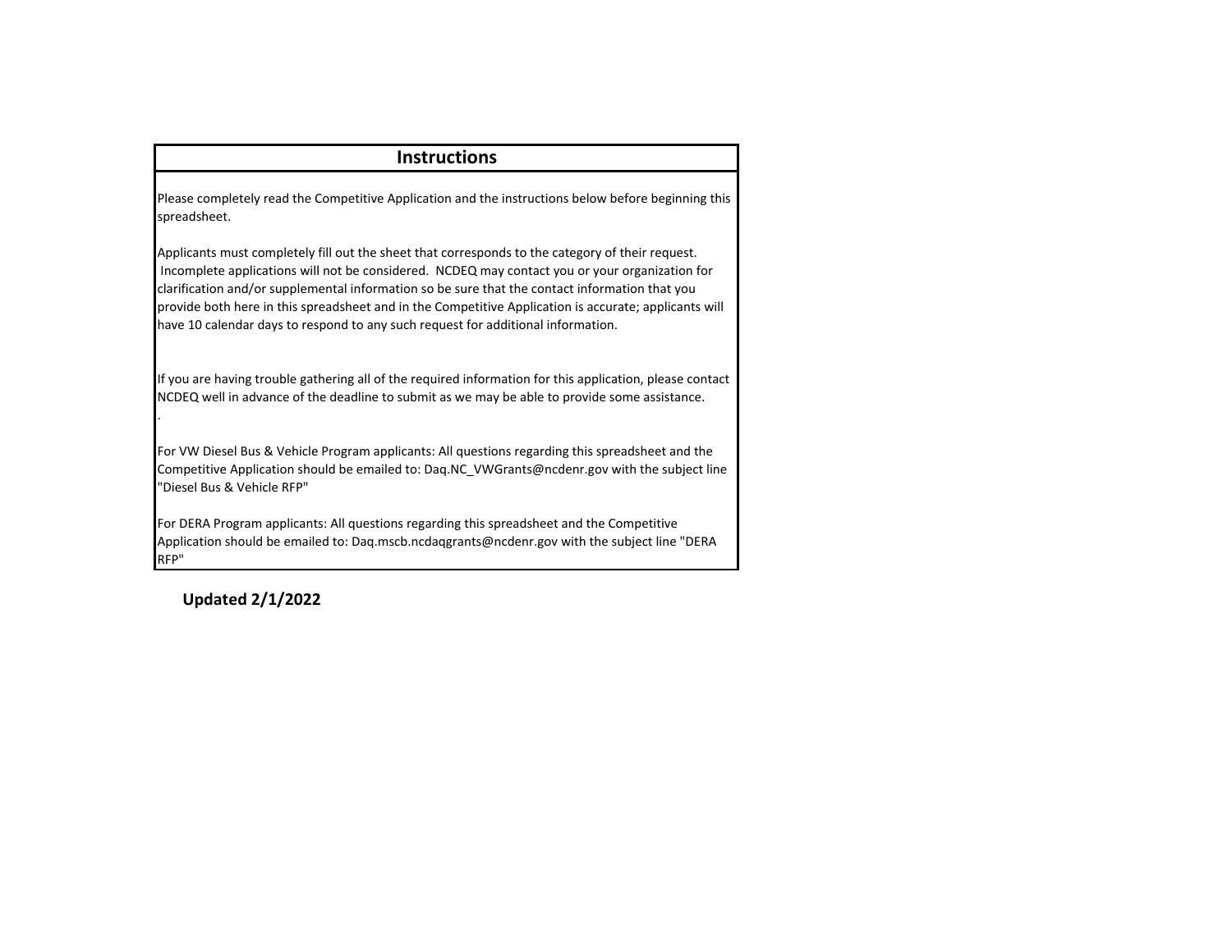## Instructions

Please completely read the Competitive Application and the instructions below before beginning this spreadsheet.

Applicants must completely fill out the sheet that corresponds to the category of their request. Incomplete applications will not be considered. NCDEQ may contact you or your organization for clarification and/or supplemental information so be sure that the contact information that you provide both here in this spreadsheet and in the Competitive Application is accurate; applicants will have 10 calendar days to respond to any such request for additional information.

If you are having trouble gathering all of the required information for this application, please contact NCDEQ well in advance of the deadline to submit as we may be able to provide some assistance.
.

For VW Diesel Bus & Vehicle Program applicants: All questions regarding this spreadsheet and the Competitive Application should be emailed to: Daq.NC_VWGrants@ncdenr.gov with the subject line "Diesel Bus & Vehicle RFP"

For DERA Program applicants: All questions regarding this spreadsheet and the Competitive Application should be emailed to: Daq.mscb.ncdaqgrants@ncdenr.gov with the subject line "DERA RFP"

**Updated 2/1/2022**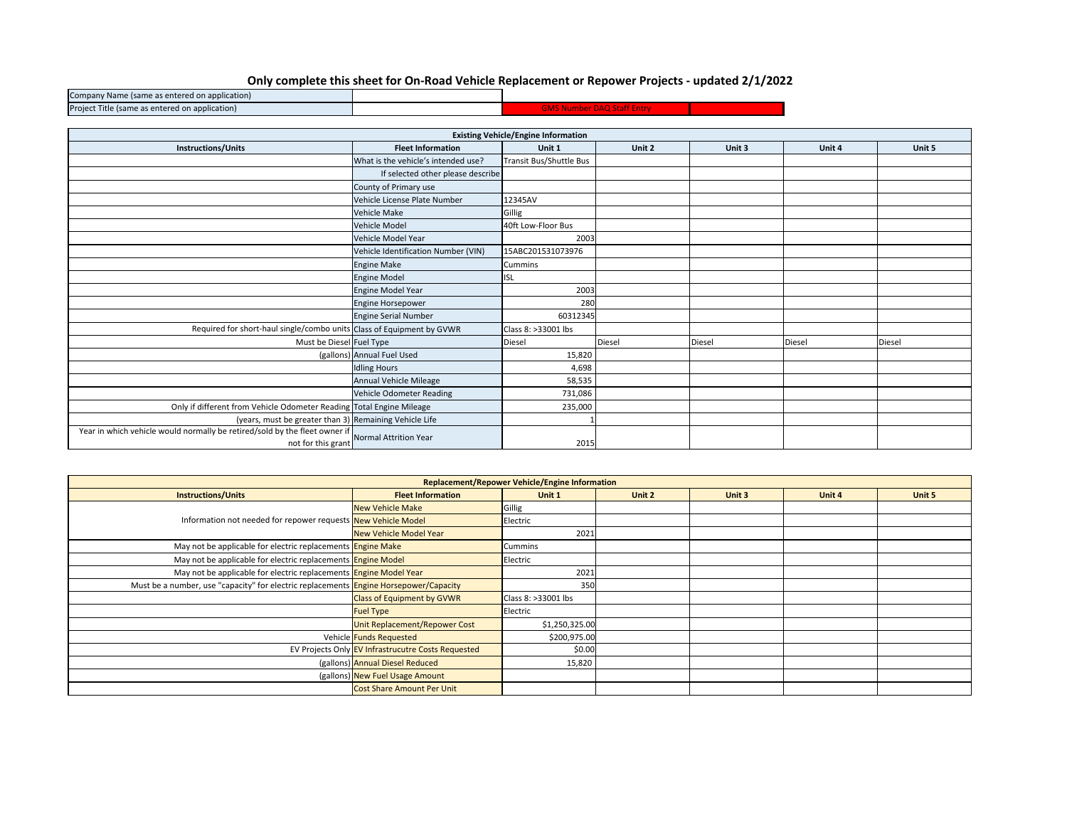## Only complete this sheet for On-Road Vehicle Replacement or Repower Projects - updated 2/1/2022

| | | | |
|---|---|---|---|
| Company Name (same as entered on application) | | | |
| Project Title (same as entered on application) | | GMS Number DAQ Staff Entry | |

| Existing Vehicle/Engine Information | | | | | | |
|---|---|---|---|---|---|---|
| **Instructions/Units** | **Fleet Information** | **Unit 1** | **Unit 2** | **Unit 3** | **Unit 4** | **Unit 5** |
| | What is the vehicle's intended use? | Transit Bus/Shuttle Bus | | | | |
| | If selected other please describe | | | | | |
| | County of Primary use | | | | | |
| | Vehicle License Plate Number | 12345AV | | | | |
| | Vehicle Make | Gillig | | | | |
| | Vehicle Model | 40ft Low-Floor Bus | | | | |
| | Vehicle Model Year | 2003 | | | | |
| | Vehicle Identification Number (VIN) | 15ABC201531073976 | | | | |
| | Engine Make | Cummins | | | | |
| | Engine Model | ISL | | | | |
| | Engine Model Year | 2003 | | | | |
| | Engine Horsepower | 280 | | | | |
| | Engine Serial Number | 60312345 | | | | |
| Required for short-haul single/combo units | Class of Equipment by GVWR | Class 8: >33001 lbs | | | | |
| Must be Diesel | Fuel Type | Diesel | Diesel | Diesel | Diesel | Diesel |
| (gallons) | Annual Fuel Used | 15,820 | | | | |
| | Idling Hours | 4,698 | | | | |
| | Annual Vehicle Mileage | 58,535 | | | | |
| | Vehicle Odometer Reading | 731,086 | | | | |
| Only if different from Vehicle Odometer Reading | Total Engine Mileage | 235,000 | | | | |
| (years, must be greater than 3) | Remaining Vehicle Life | 1 | | | | |
| Year in which vehicle would normally be retired/sold by the fleet owner if not for this grant | Normal Attrition Year | 2015 | | | | |

| Replacement/Repower Vehicle/Engine Information | | | | | | |
|---|---|---|---|---|---|---|
| **Instructions/Units** | **Fleet Information** | **Unit 1** | **Unit 2** | **Unit 3** | **Unit 4** | **Unit 5** |
| Information not needed for repower requests | New Vehicle Make | Gillig | | | | |
| | New Vehicle Model | Electric | | | | |
| | New Vehicle Model Year | 2021 | | | | |
| May not be applicable for electric replacements | Engine Make | Cummins | | | | |
| May not be applicable for electric replacements | Engine Model | Electric | | | | |
| May not be applicable for electric replacements | Engine Model Year | 2021 | | | | |
| Must be a number, use "capacity" for electric replacements | Engine Horsepower/Capacity | 350 | | | | |
| | Class of Equipment by GVWR | Class 8: >33001 lbs | | | | |
| | Fuel Type | Electric | | | | |
| | Unit Replacement/Repower Cost | $1,250,325.00 | | | | |
| Vehicle | Funds Requested | $200,975.00 | | | | |
| EV Projects Only | EV Infrastrucutre Costs Requested | $0.00 | | | | |
| (gallons) | Annual Diesel Reduced | 15,820 | | | | |
| (gallons) | New Fuel Usage Amount | | | | | |
| | Cost Share Amount Per Unit | | | | | |